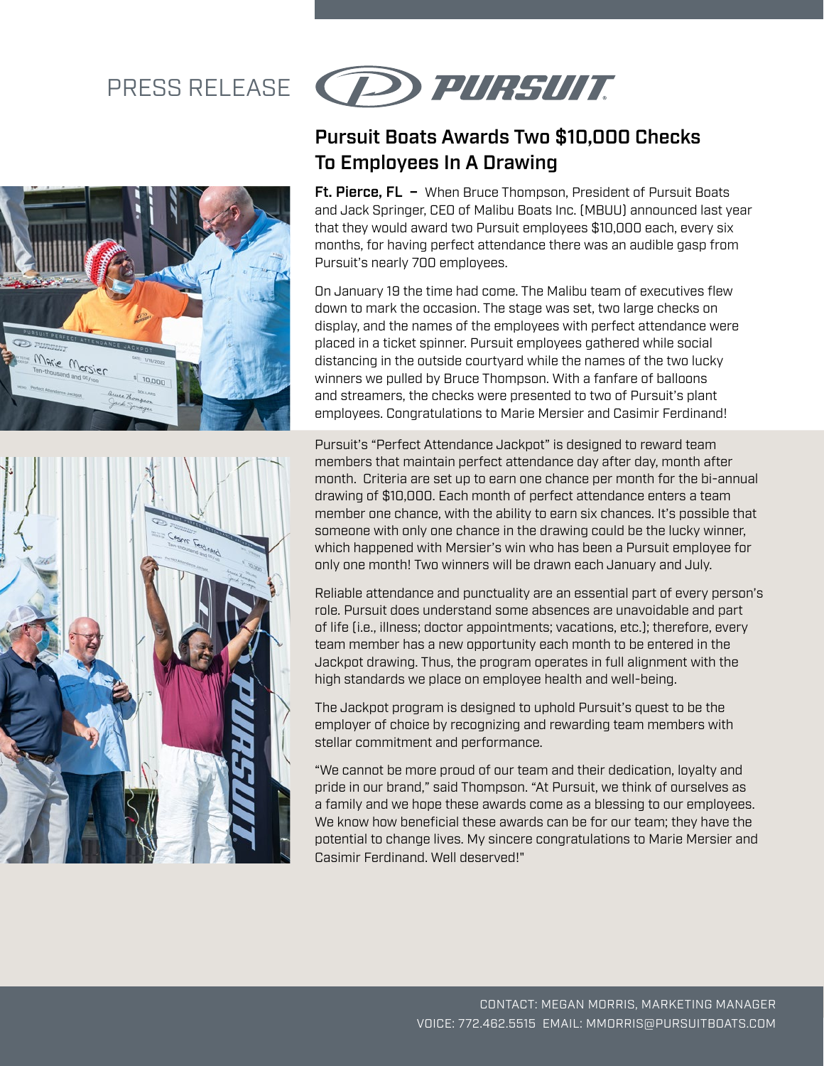PRESS RELEASE

PURSUIT

# Pursuit Boats Awards Two $10,000 Checks To Employees In A Drawing

**Ft. Pierce, FL –** When Bruce Thompson, President of Pursuit Boats and Jack Springer, CEO of Malibu Boats Inc. (MBUU) announced last year that they would award two Pursuit employees $10,000 each, every six months, for having perfect attendance there was an audible gasp from Pursuit's nearly 700 employees.

On January 19 the time had come. The Malibu team of executives flew down to mark the occasion. The stage was set, two large checks on display, and the names of the employees with perfect attendance were placed in a ticket spinner. Pursuit employees gathered while social distancing in the outside courtyard while the names of the two lucky winners we pulled by Bruce Thompson. With a fanfare of balloons and streamers, the checks were presented to two of Pursuit's plant employees. Congratulations to Marie Mersier and Casimir Ferdinand!

Pursuit's "Perfect Attendance Jackpot" is designed to reward team members that maintain perfect attendance day after day, month after month. Criteria are set up to earn one chance per month for the bi-annual drawing of $10,000. Each month of perfect attendance enters a team member one chance, with the ability to earn six chances. It's possible that someone with only one chance in the drawing could be the lucky winner, which happened with Mersier's win who has been a Pursuit employee for only one month! Two winners will be drawn each January and July.

Reliable attendance and punctuality are an essential part of every person's role. Pursuit does understand some absences are unavoidable and part of life (i.e., illness; doctor appointments; vacations, etc.); therefore, every team member has a new opportunity each month to be entered in the Jackpot drawing. Thus, the program operates in full alignment with the high standards we place on employee health and well-being.

The Jackpot program is designed to uphold Pursuit's quest to be the employer of choice by recognizing and rewarding team members with stellar commitment and performance.

"We cannot be more proud of our team and their dedication, loyalty and pride in our brand," said Thompson. "At Pursuit, we think of ourselves as a family and we hope these awards come as a blessing to our employees. We know how beneficial these awards can be for our team; they have the potential to change lives. My sincere congratulations to Marie Mersier and Casimir Ferdinand. Well deserved!"

CONTACT: MEGAN MORRIS, MARKETING MANAGER
VOICE: 772.462.5515 EMAIL: MMORRIS@PURSUITBOATS.COM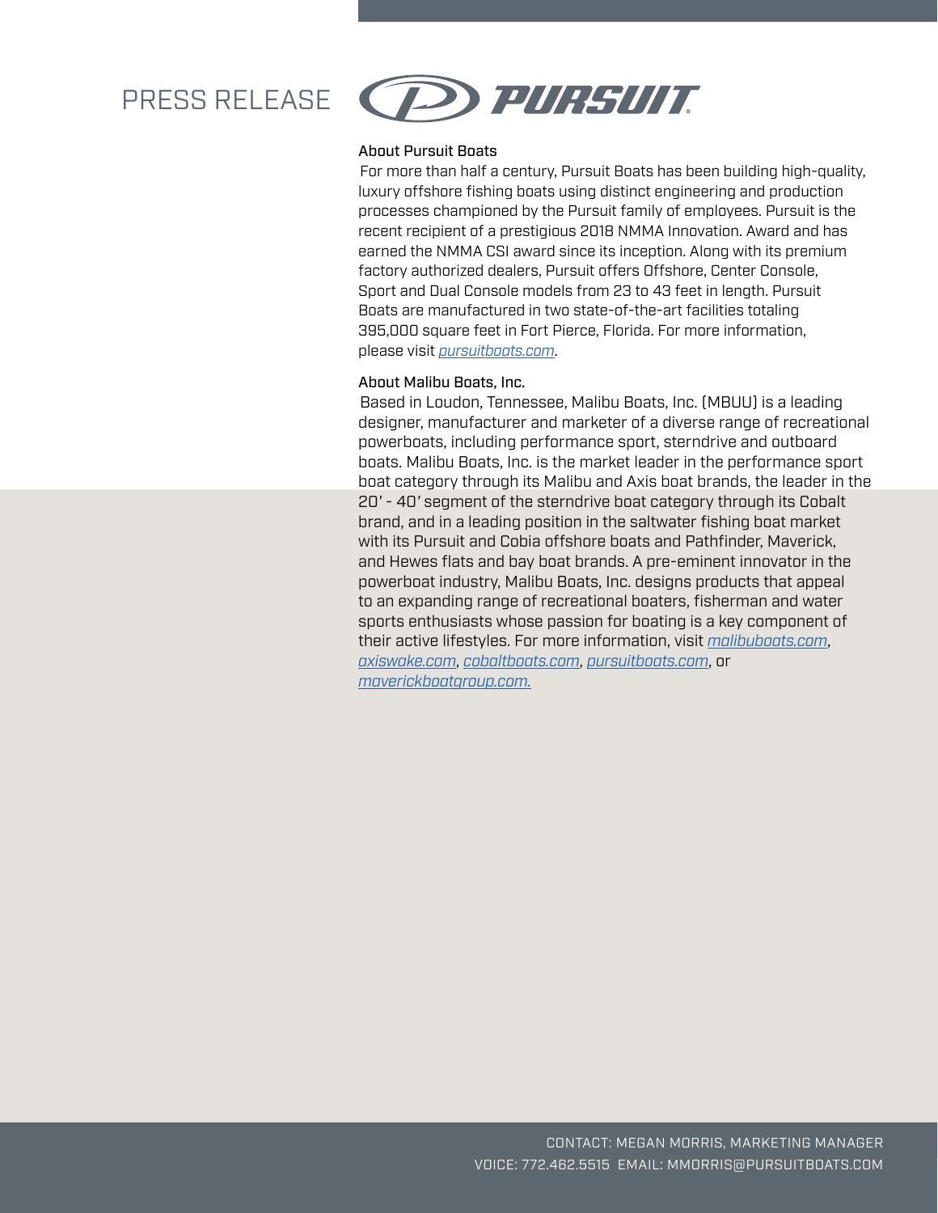PRESS RELEASE

PURSUIT

### About Pursuit Boats

For more than half a century, Pursuit Boats has been building high-quality, luxury offshore fishing boats using distinct engineering and production processes championed by the Pursuit family of employees. Pursuit is the recent recipient of a prestigious 2018 NMMA Innovation. Award and has earned the NMMA CSI award since its inception. Along with its premium factory authorized dealers, Pursuit offers Offshore, Center Console, Sport and Dual Console models from 23 to 43 feet in length. Pursuit Boats are manufactured in two state-of-the-art facilities totaling 395,000 square feet in Fort Pierce, Florida. For more information, please visit *pursuitboats.com*.

### About Malibu Boats, Inc.

Based in Loudon, Tennessee, Malibu Boats, Inc. (MBUU) is a leading designer, manufacturer and marketer of a diverse range of recreational powerboats, including performance sport, sterndrive and outboard boats. Malibu Boats, Inc. is the market leader in the performance sport boat category through its Malibu and Axis boat brands, the leader in the 20' - 40' segment of the sterndrive boat category through its Cobalt brand, and in a leading position in the saltwater fishing boat market with its Pursuit and Cobia offshore boats and Pathfinder, Maverick, and Hewes flats and bay boat brands. A pre-eminent innovator in the powerboat industry, Malibu Boats, Inc. designs products that appeal to an expanding range of recreational boaters, fisherman and water sports enthusiasts whose passion for boating is a key component of their active lifestyles. For more information, visit *malibuboats.com*, *axiswake.com*, *cobaltboats.com*, *pursuitboats.com*, or *maverickboatgroup.com.*

CONTACT: MEGAN MORRIS, MARKETING MANAGER
VOICE: 772.462.5515 EMAIL: MMORRIS@PURSUITBOATS.COM